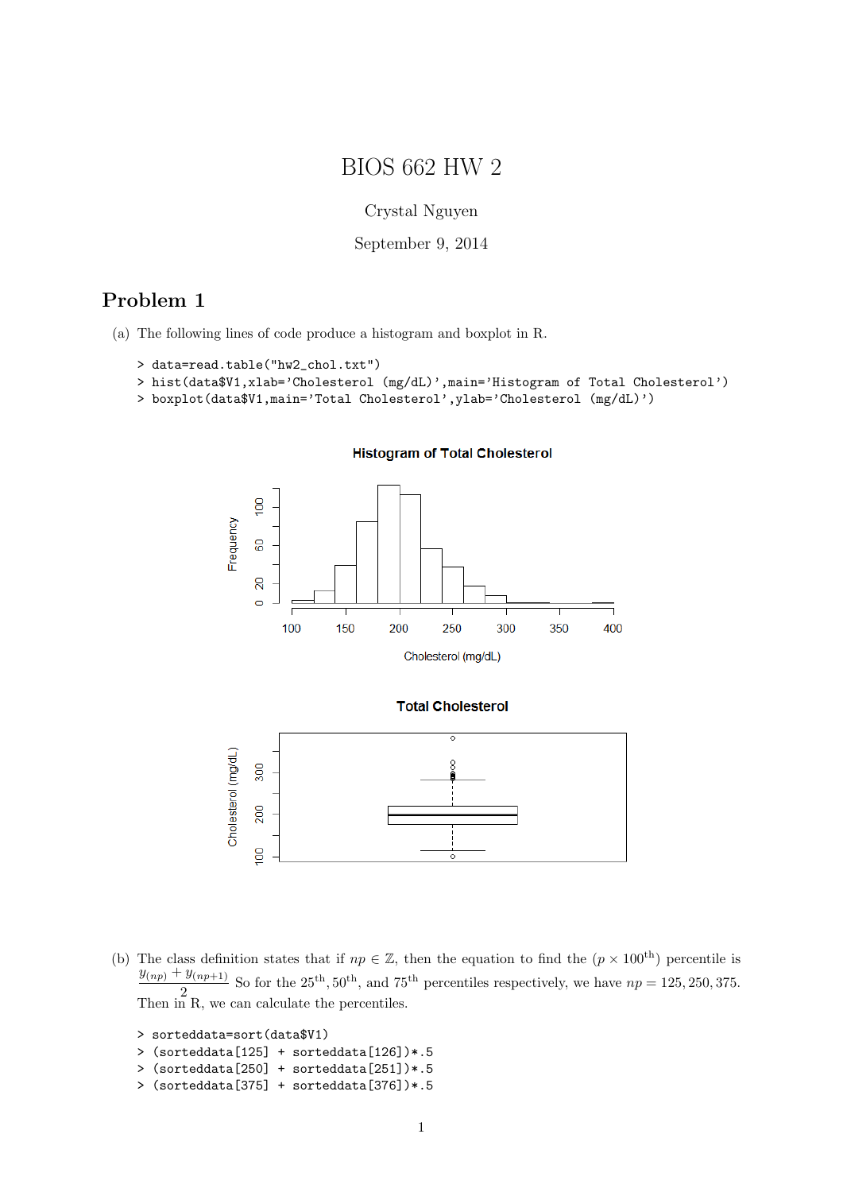# BIOS 662 HW 2

Crystal Nguyen

September 9, 2014

## Problem 1

(a) The following lines of code produce a histogram and boxplot in R.

```
> data=read.table("hw2_chol.txt")
> hist(data$V1,xlab='Cholesterol (mg/dL)',main='Histogram of Total Cholesterol')
> boxplot(data$V1,main='Total Cholesterol',ylab='Cholesterol (mg/dL)')
```

(b) The class definition states that if $np \in \mathbb{Z}$, then the equation to find the $(p \times 100^{\text{th}})$ percentile is $\dfrac{y_{(np)} + y_{(np+1)}}{2}$ So for the $25^{\text{th}}, 50^{\text{th}}$, and $75^{\text{th}}$ percentiles respectively, we have $np = 125, 250, 375$. Then in R, we can calculate the percentiles.

```
> sorteddata=sort(data$V1)
> (sorteddata[125] + sorteddata[126])*.5
> (sorteddata[250] + sorteddata[251])*.5
> (sorteddata[375] + sorteddata[376])*.5
```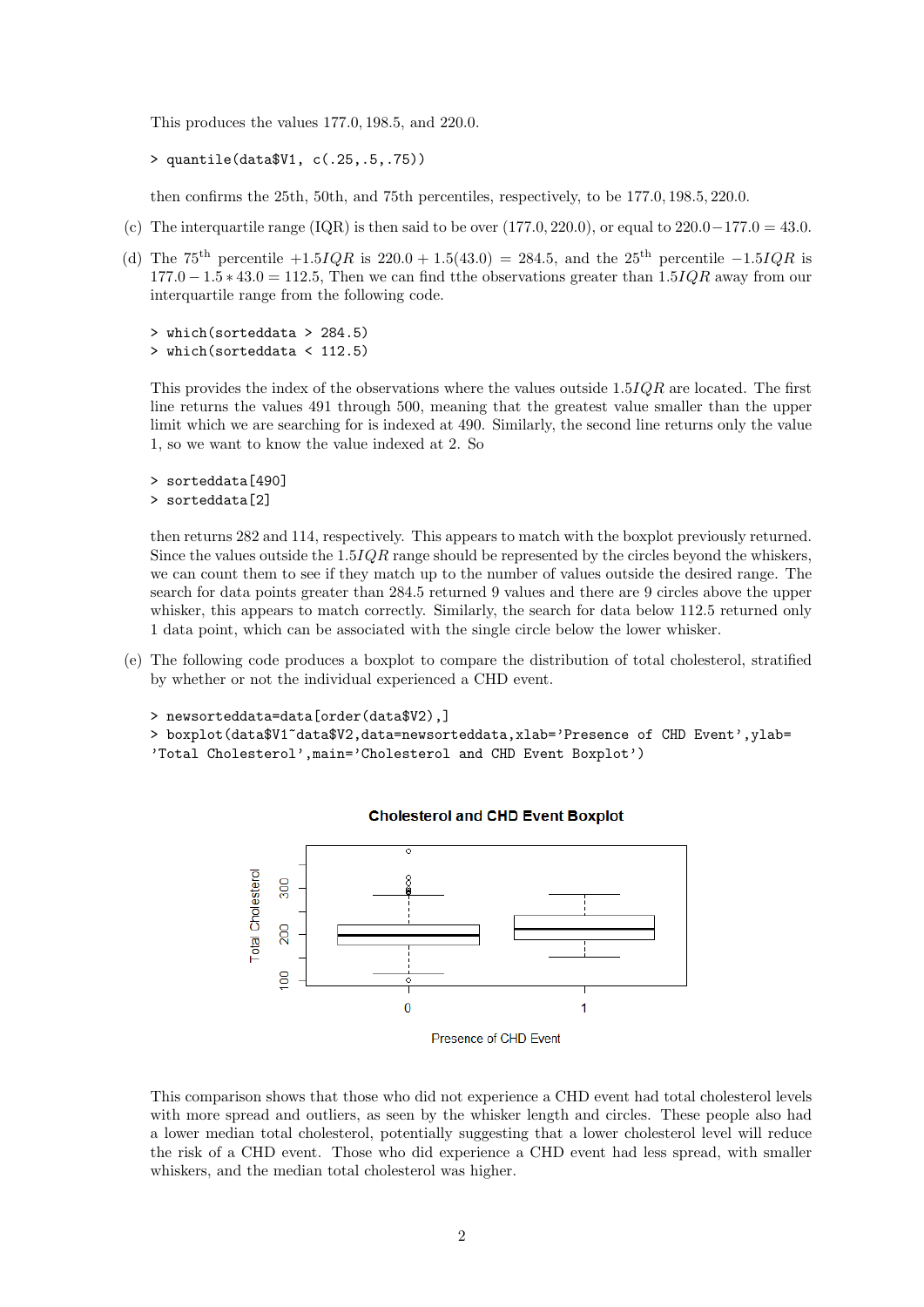This produces the values $177.0, 198.5$, and $220.0$.

```
> quantile(data$V1, c(.25,.5,.75))
```

then confirms the 25th, 50th, and 75th percentiles, respectively, to be $177.0, 198.5, 220.0$.

(c) The interquartile range (IQR) is then said to be over $(177.0, 220.0)$, or equal to $220.0 - 177.0 = 43.0$.

(d) The $75^{\text{th}}$ percentile $+1.5IQR$ is $220.0 + 1.5(43.0) = 284.5$, and the $25^{\text{th}}$ percentile $-1.5IQR$ is $177.0 - 1.5 * 43.0 = 112.5$, Then we can find tthe observations greater than $1.5IQR$ away from our interquartile range from the following code.

```
> which(sorteddata > 284.5)
> which(sorteddata < 112.5)
```

This provides the index of the observations where the values outside $1.5IQR$ are located. The first line returns the values 491 through 500, meaning that the greatest value smaller than the upper limit which we are searching for is indexed at 490. Similarly, the second line returns only the value 1, so we want to know the value indexed at 2. So

```
> sorteddata[490]
> sorteddata[2]
```

then returns 282 and 114, respectively. This appears to match with the boxplot previously returned. Since the values outside the $1.5IQR$ range should be represented by the circles beyond the whiskers, we can count them to see if they match up to the number of values outside the desired range. The search for data points greater than 284.5 returned 9 values and there are 9 circles above the upper whisker, this appears to match correctly. Similarly, the search for data below 112.5 returned only 1 data point, which can be associated with the single circle below the lower whisker.

(e) The following code produces a boxplot to compare the distribution of total cholesterol, stratified by whether or not the individual experienced a CHD event.

```
> newsorteddata=data[order(data$V2),]
> boxplot(data$V1~data$V2,data=newsorteddata,xlab='Presence of CHD Event',ylab=
'Total Cholesterol',main='Cholesterol and CHD Event Boxplot')
```

This comparison shows that those who did not experience a CHD event had total cholesterol levels with more spread and outliers, as seen by the whisker length and circles. These people also had a lower median total cholesterol, potentially suggesting that a lower cholesterol level will reduce the risk of a CHD event. Those who did experience a CHD event had less spread, with smaller whiskers, and the median total cholesterol was higher.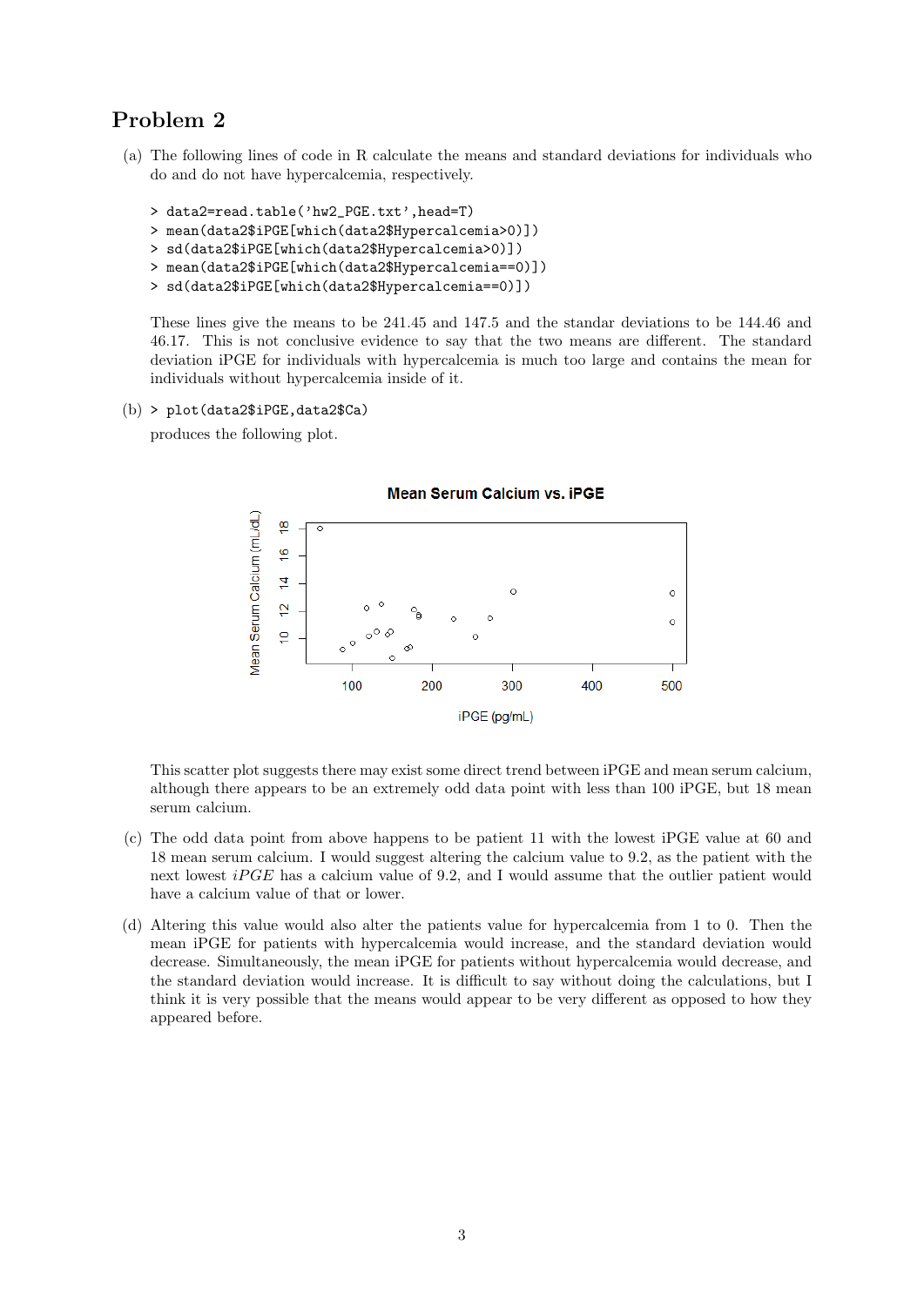## Problem 2

(a) The following lines of code in R calculate the means and standard deviations for individuals who do and do not have hypercalcemia, respectively.

```
> data2=read.table('hw2_PGE.txt',head=T)
> mean(data2$iPGE[which(data2$Hypercalcemia>0)])
> sd(data2$iPGE[which(data2$Hypercalcemia>0)])
> mean(data2$iPGE[which(data2$Hypercalcemia==0)])
> sd(data2$iPGE[which(data2$Hypercalcemia==0)])
```

These lines give the means to be 241.45 and 147.5 and the standar deviations to be 144.46 and 46.17. This is not conclusive evidence to say that the two means are different. The standard deviation iPGE for individuals with hypercalcemia is much too large and contains the mean for individuals without hypercalcemia inside of it.

(b) `> plot(data2$iPGE,data2$Ca)`

produces the following plot.

Mean Serum Calcium vs. iPGE

Mean Serum Calcium (mL/dL)

10 12 14 16 18

100 200 300 400 500

iPGE (pg/mL)

This scatter plot suggests there may exist some direct trend between iPGE and mean serum calcium, although there appears to be an extremely odd data point with less than 100 iPGE, but 18 mean serum calcium.

(c) The odd data point from above happens to be patient 11 with the lowest iPGE value at 60 and 18 mean serum calcium. I would suggest altering the calcium value to 9.2, as the patient with the next lowest *iPGE* has a calcium value of 9.2, and I would assume that the outlier patient would have a calcium value of that or lower.

(d) Altering this value would also alter the patients value for hypercalcemia from 1 to 0. Then the mean iPGE for patients with hypercalcemia would increase, and the standard deviation would decrease. Simultaneously, the mean iPGE for patients without hypercalcemia would decrease, and the standard deviation would increase. It is difficult to say without doing the calculations, but I think it is very possible that the means would appear to be very different as opposed to how they appeared before.